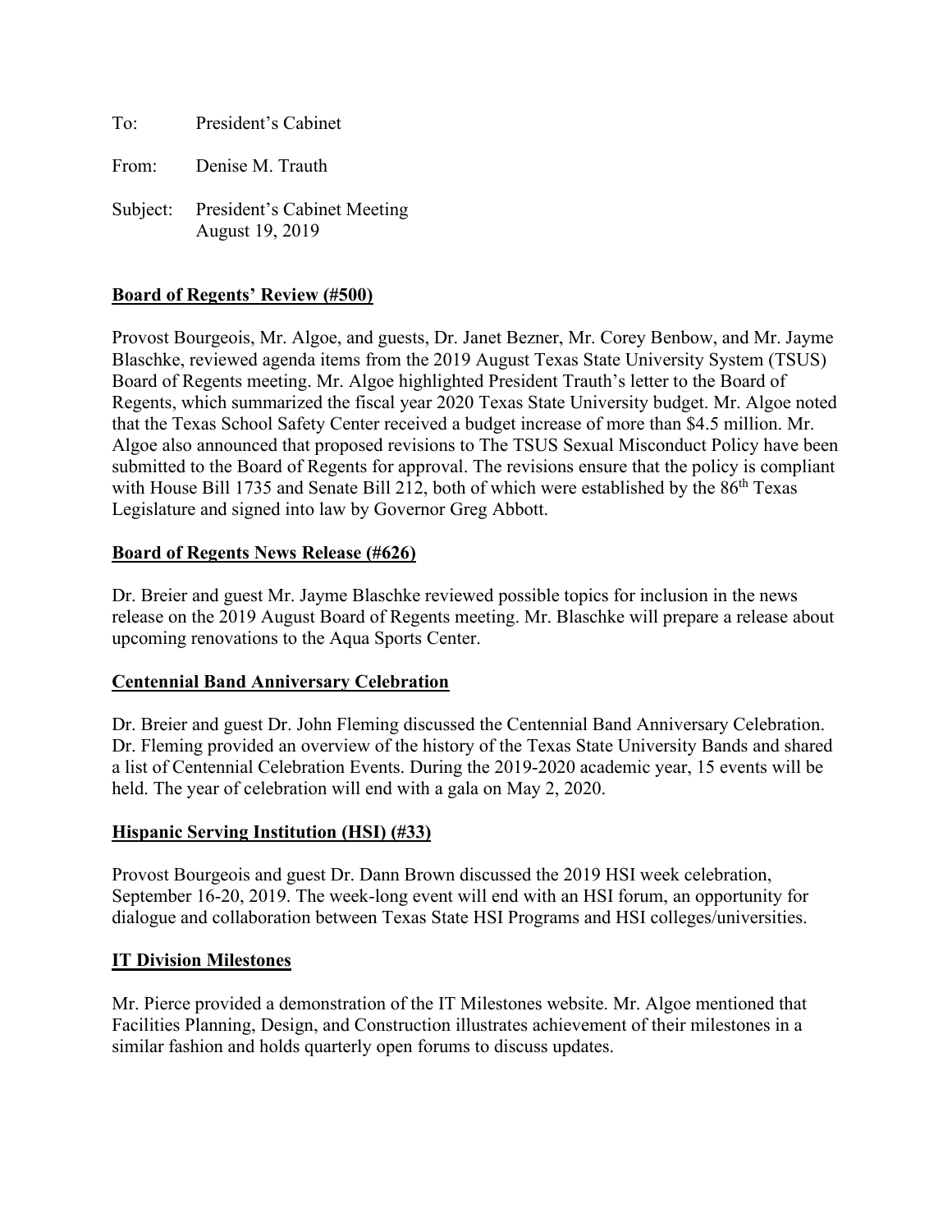To: President's Cabinet

From: Denise M. Trauth

Subject: President's Cabinet Meeting
August 19, 2019

**Board of Regents' Review (#500)**

Provost Bourgeois, Mr. Algoe, and guests, Dr. Janet Bezner, Mr. Corey Benbow, and Mr. Jayme Blaschke, reviewed agenda items from the 2019 August Texas State University System (TSUS) Board of Regents meeting. Mr. Algoe highlighted President Trauth's letter to the Board of Regents, which summarized the fiscal year 2020 Texas State University budget. Mr. Algoe noted that the Texas School Safety Center received a budget increase of more than $4.5 million. Mr. Algoe also announced that proposed revisions to The TSUS Sexual Misconduct Policy have been submitted to the Board of Regents for approval. The revisions ensure that the policy is compliant with House Bill 1735 and Senate Bill 212, both of which were established by the 86th Texas Legislature and signed into law by Governor Greg Abbott.

**Board of Regents News Release (#626)**

Dr. Breier and guest Mr. Jayme Blaschke reviewed possible topics for inclusion in the news release on the 2019 August Board of Regents meeting. Mr. Blaschke will prepare a release about upcoming renovations to the Aqua Sports Center.

**Centennial Band Anniversary Celebration**

Dr. Breier and guest Dr. John Fleming discussed the Centennial Band Anniversary Celebration. Dr. Fleming provided an overview of the history of the Texas State University Bands and shared a list of Centennial Celebration Events. During the 2019-2020 academic year, 15 events will be held. The year of celebration will end with a gala on May 2, 2020.

**Hispanic Serving Institution (HSI) (#33)**

Provost Bourgeois and guest Dr. Dann Brown discussed the 2019 HSI week celebration, September 16-20, 2019. The week-long event will end with an HSI forum, an opportunity for dialogue and collaboration between Texas State HSI Programs and HSI colleges/universities.

**IT Division Milestones**

Mr. Pierce provided a demonstration of the IT Milestones website. Mr. Algoe mentioned that Facilities Planning, Design, and Construction illustrates achievement of their milestones in a similar fashion and holds quarterly open forums to discuss updates.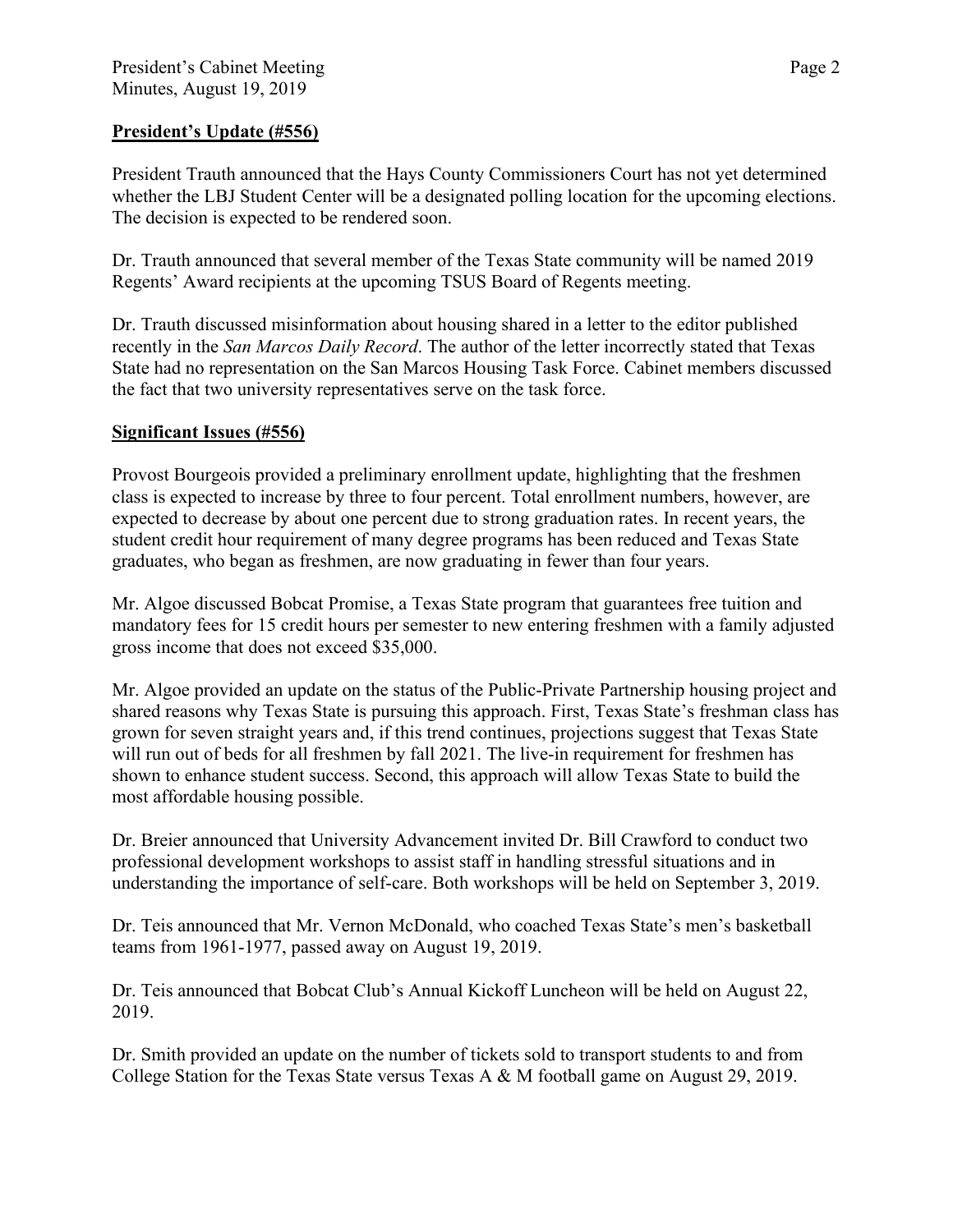**President's Update (#556)**

President Trauth announced that the Hays County Commissioners Court has not yet determined whether the LBJ Student Center will be a designated polling location for the upcoming elections. The decision is expected to be rendered soon.

Dr. Trauth announced that several member of the Texas State community will be named 2019 Regents' Award recipients at the upcoming TSUS Board of Regents meeting.

Dr. Trauth discussed misinformation about housing shared in a letter to the editor published recently in the *San Marcos Daily Record*. The author of the letter incorrectly stated that Texas State had no representation on the San Marcos Housing Task Force. Cabinet members discussed the fact that two university representatives serve on the task force.

**Significant Issues (#556)**

Provost Bourgeois provided a preliminary enrollment update, highlighting that the freshmen class is expected to increase by three to four percent. Total enrollment numbers, however, are expected to decrease by about one percent due to strong graduation rates. In recent years, the student credit hour requirement of many degree programs has been reduced and Texas State graduates, who began as freshmen, are now graduating in fewer than four years.

Mr. Algoe discussed Bobcat Promise, a Texas State program that guarantees free tuition and mandatory fees for 15 credit hours per semester to new entering freshmen with a family adjusted gross income that does not exceed $35,000.

Mr. Algoe provided an update on the status of the Public-Private Partnership housing project and shared reasons why Texas State is pursuing this approach. First, Texas State's freshman class has grown for seven straight years and, if this trend continues, projections suggest that Texas State will run out of beds for all freshmen by fall 2021. The live-in requirement for freshmen has shown to enhance student success. Second, this approach will allow Texas State to build the most affordable housing possible.

Dr. Breier announced that University Advancement invited Dr. Bill Crawford to conduct two professional development workshops to assist staff in handling stressful situations and in understanding the importance of self-care. Both workshops will be held on September 3, 2019.

Dr. Teis announced that Mr. Vernon McDonald, who coached Texas State's men's basketball teams from 1961-1977, passed away on August 19, 2019.

Dr. Teis announced that Bobcat Club's Annual Kickoff Luncheon will be held on August 22, 2019.

Dr. Smith provided an update on the number of tickets sold to transport students to and from College Station for the Texas State versus Texas A & M football game on August 29, 2019.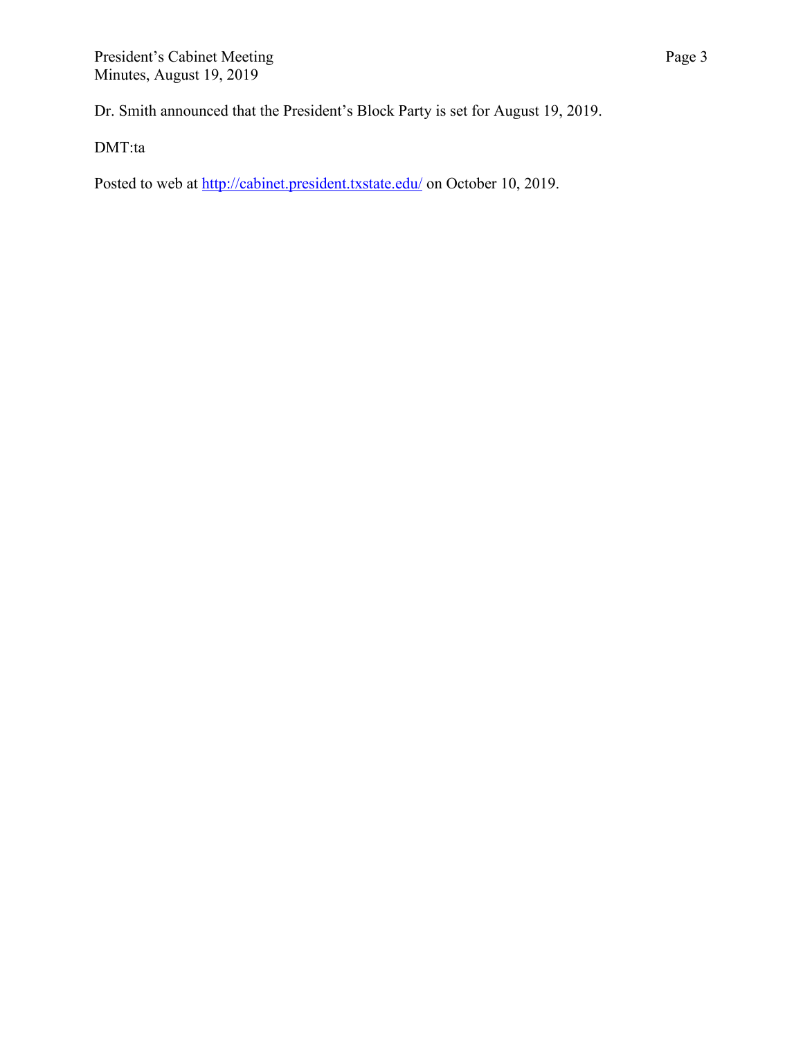Dr. Smith announced that the President's Block Party is set for August 19, 2019.

DMT:ta

Posted to web at http://cabinet.president.txstate.edu/ on October 10, 2019.